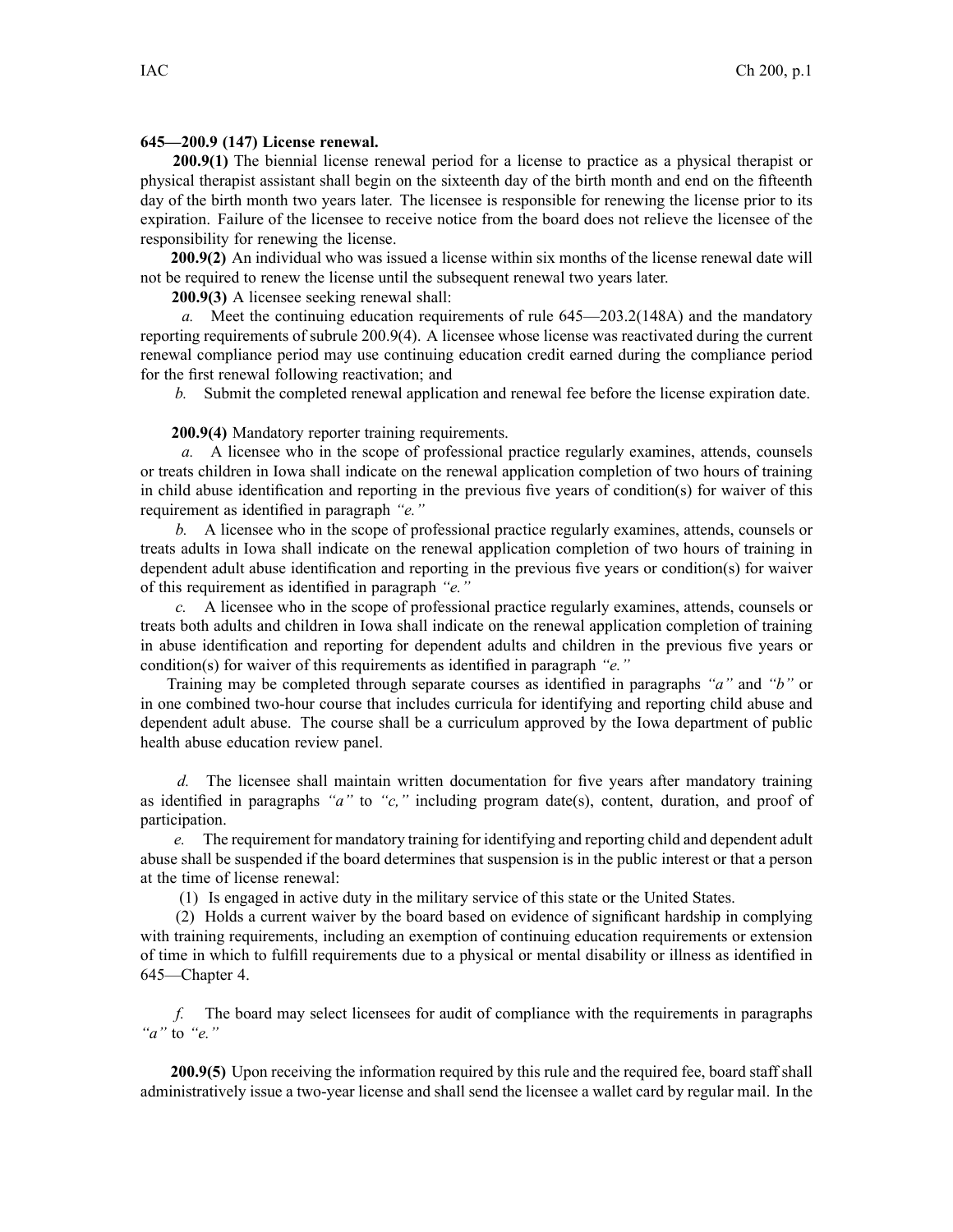**645—200.9 (147) License renewal.**

**200.9(1)** The biennial license renewal period for a license to practice as a physical therapist or physical therapist assistant shall begin on the sixteenth day of the birth month and end on the fifteenth day of the birth month two years later. The licensee is responsible for renewing the license prior to its expiration. Failure of the licensee to receive notice from the board does not relieve the licensee of the responsibility for renewing the license.

**200.9(2)** An individual who was issued a license within six months of the license renewal date will not be required to renew the license until the subsequent renewal two years later.

**200.9(3)** A licensee seeking renewal shall:

*a.* Meet the continuing education requirements of rule 645—203.2(148A) and the mandatory reporting requirements of subrule 200.9(4). A licensee whose license was reactivated during the current renewal compliance period may use continuing education credit earned during the compliance period for the first renewal following reactivation; and

*b.* Submit the completed renewal application and renewal fee before the license expiration date.

**200.9(4)** Mandatory reporter training requirements.

*a.* A licensee who in the scope of professional practice regularly examines, attends, counsels or treats children in Iowa shall indicate on the renewal application completion of two hours of training in child abuse identification and reporting in the previous five years of condition(s) for waiver of this requirement as identified in paragraph *"e."*

*b.* A licensee who in the scope of professional practice regularly examines, attends, counsels or treats adults in Iowa shall indicate on the renewal application completion of two hours of training in dependent adult abuse identification and reporting in the previous five years or condition(s) for waiver of this requirement as identified in paragraph *"e."*

*c.* A licensee who in the scope of professional practice regularly examines, attends, counsels or treats both adults and children in Iowa shall indicate on the renewal application completion of training in abuse identification and reporting for dependent adults and children in the previous five years or condition(s) for waiver of this requirements as identified in paragraph *"e."*

Training may be completed through separate courses as identified in paragraphs *"a"* and *"b"* or in one combined two-hour course that includes curricula for identifying and reporting child abuse and dependent adult abuse. The course shall be a curriculum approved by the Iowa department of public health abuse education review panel.

*d.* The licensee shall maintain written documentation for five years after mandatory training as identified in paragraphs *"a"* to *"c,"* including program date(s), content, duration, and proof of participation.

*e.* The requirement for mandatory training for identifying and reporting child and dependent adult abuse shall be suspended if the board determines that suspension is in the public interest or that a person at the time of license renewal:

(1) Is engaged in active duty in the military service of this state or the United States.

(2) Holds a current waiver by the board based on evidence of significant hardship in complying with training requirements, including an exemption of continuing education requirements or extension of time in which to fulfill requirements due to a physical or mental disability or illness as identified in 645—Chapter 4.

*f.* The board may select licensees for audit of compliance with the requirements in paragraphs *"a"* to *"e."*

**200.9(5)** Upon receiving the information required by this rule and the required fee, board staff shall administratively issue a two-year license and shall send the licensee a wallet card by regular mail. In the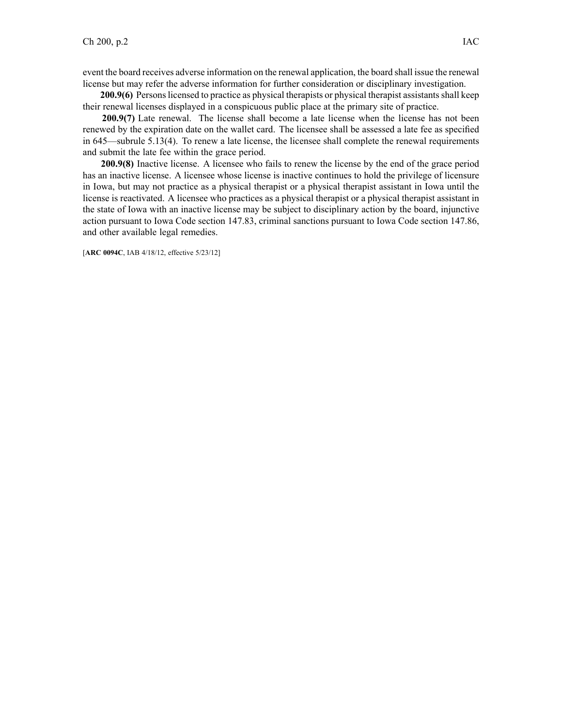event the board receives adverse information on the renewal application, the board shall issue the renewal license but may refer the adverse information for further consideration or disciplinary investigation.

**200.9(6)** Persons licensed to practice as physical therapists or physical therapist assistants shall keep their renewal licenses displayed in a conspicuous public place at the primary site of practice.

**200.9(7)** Late renewal. The license shall become a late license when the license has not been renewed by the expiration date on the wallet card. The licensee shall be assessed a late fee as specified in 645—subrule 5.13(4). To renew a late license, the licensee shall complete the renewal requirements and submit the late fee within the grace period.

**200.9(8)** Inactive license. A licensee who fails to renew the license by the end of the grace period has an inactive license. A licensee whose license is inactive continues to hold the privilege of licensure in Iowa, but may not practice as a physical therapist or a physical therapist assistant in Iowa until the license is reactivated. A licensee who practices as a physical therapist or a physical therapist assistant in the state of Iowa with an inactive license may be subject to disciplinary action by the board, injunctive action pursuant to Iowa Code section 147.83, criminal sanctions pursuant to Iowa Code section 147.86, and other available legal remedies.

[**ARC 0094C**, IAB 4/18/12, effective 5/23/12]